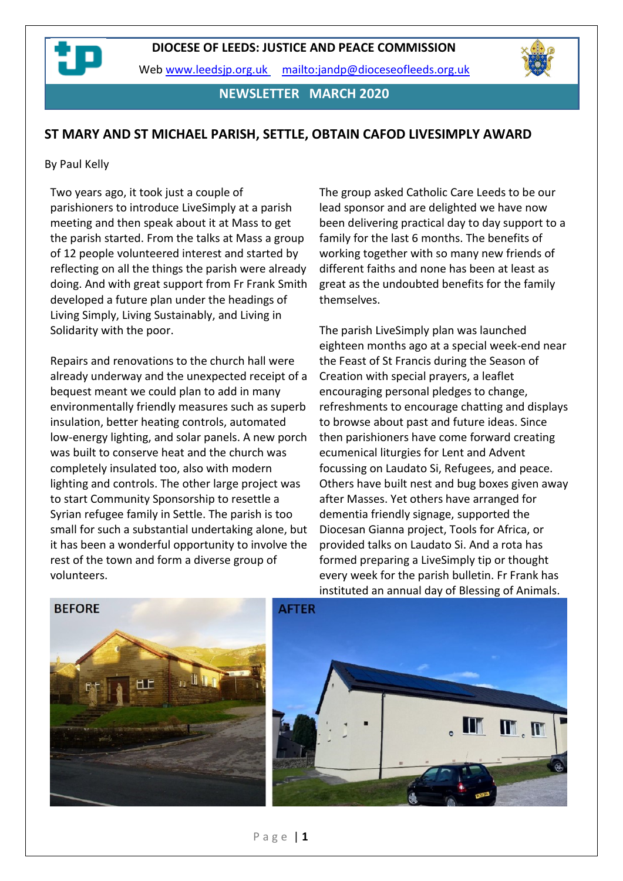**DIOCESE OF LEEDS: JUSTICE AND PEACE COMMISSION**

Web [www.leedsjp.org.uk](http://www.leedsjp.org.uk) [mailto:jandp@dioceseofleeds.org.uk](mailto:jandp@dioceseofleeds.org.uk)

**NEWSLETTER MARCH 2020**

## ST MARY AND ST MICHAEL PARISH, SETTLE, OBTAIN CAFOD LIVESIMPLY AWARD

By Paul Kelly

Two years ago, it took just a couple of parishioners to introduce LiveSimply at a parish meeting and then speak about it at Mass to get the parish started. From the talks at Mass a group of 12 people volunteered interest and started by reflecting on all the things the parish were already doing. And with great support from Fr Frank Smith developed a future plan under the headings of Living Simply, Living Sustainably, and Living in Solidarity with the poor.

Repairs and renovations to the church hall were already underway and the unexpected receipt of a bequest meant we could plan to add in many environmentally friendly measures such as superb insulation, better heating controls, automated low-energy lighting, and solar panels. A new porch was built to conserve heat and the church was completely insulated too, also with modern lighting and controls. The other large project was to start Community Sponsorship to resettle a Syrian refugee family in Settle. The parish is too small for such a substantial undertaking alone, but it has been a wonderful opportunity to involve the rest of the town and form a diverse group of volunteers.

The group asked Catholic Care Leeds to be our lead sponsor and are delighted we have now been delivering practical day to day support to a family for the last 6 months. The benefits of working together with so many new friends of different faiths and none has been at least as great as the undoubted benefits for the family themselves.

The parish LiveSimply plan was launched eighteen months ago at a special week-end near the Feast of St Francis during the Season of Creation with special prayers, a leaflet encouraging personal pledges to change, refreshments to encourage chatting and displays to browse about past and future ideas. Since then parishioners have come forward creating ecumenical liturgies for Lent and Advent focussing on Laudato Si, Refugees, and peace. Others have built nest and bug boxes given away after Masses. Yet others have arranged for dementia friendly signage, supported the Diocesan Gianna project, Tools for Africa, or provided talks on Laudato Si. And a rota has formed preparing a LiveSimply tip or thought every week for the parish bulletin. Fr Frank has instituted an annual day of Blessing of Animals.

BEFORE

AFTER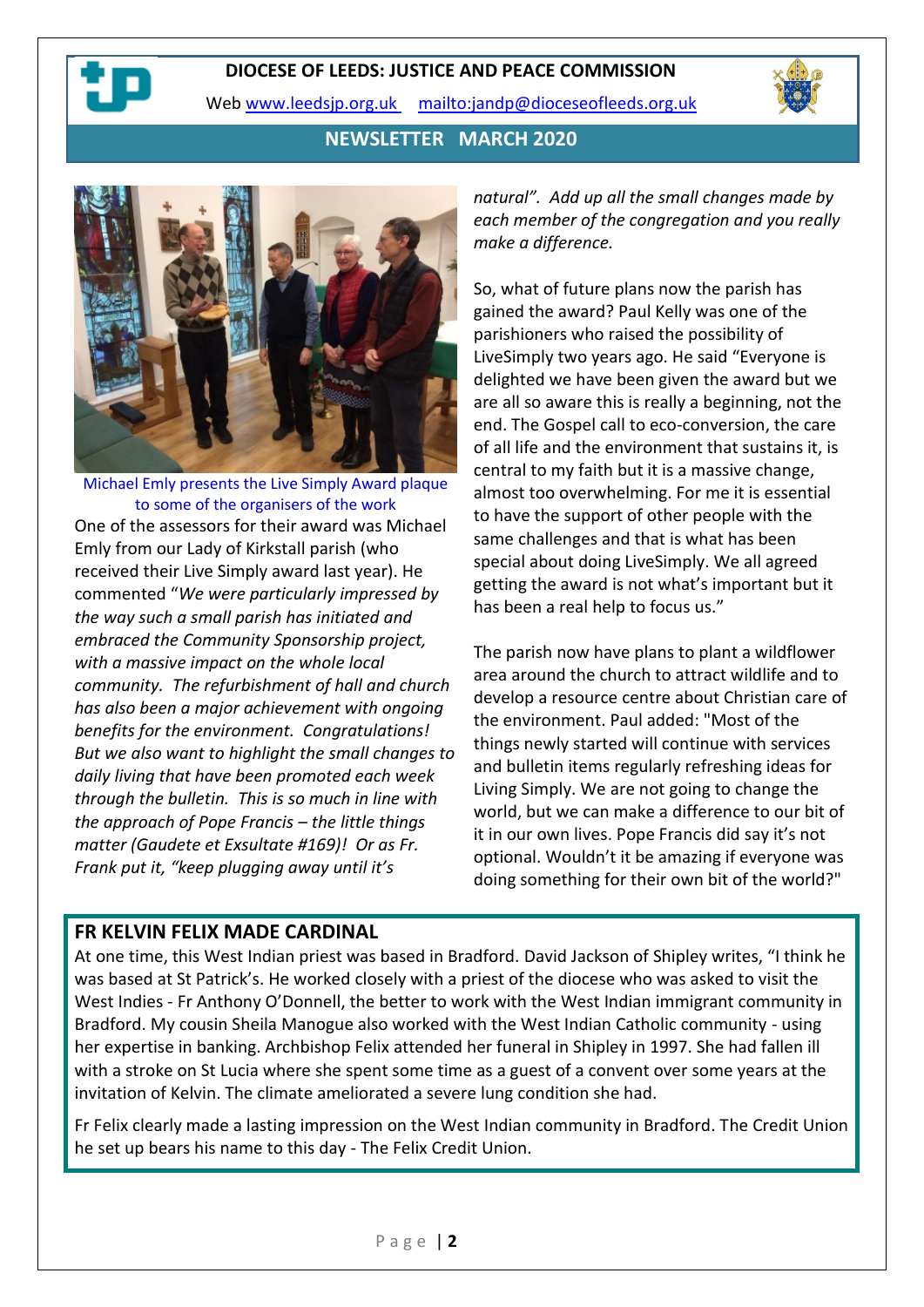# DIOCESE OF LEEDS: JUSTICE AND PEACE COMMISSION

Web www.leedsjp.org.uk mailto:jandp@dioceseofleeds.org.uk

## NEWSLETTER MARCH 2020

Michael Emly presents the Live Simply Award plaque to some of the organisers of the work

One of the assessors for their award was Michael Emly from our Lady of Kirkstall parish (who received their Live Simply award last year). He commented "*We were particularly impressed by the way such a small parish has initiated and embraced the Community Sponsorship project, with a massive impact on the whole local community. The refurbishment of hall and church has also been a major achievement with ongoing benefits for the environment. Congratulations! But we also want to highlight the small changes to daily living that have been promoted each week through the bulletin. This is so much in line with the approach of Pope Francis – the little things matter (Gaudete et Exsultate #169)! Or as Fr. Frank put it, "keep plugging away until it's natural". Add up all the small changes made by each member of the congregation and you really make a difference.*

So, what of future plans now the parish has gained the award? Paul Kelly was one of the parishioners who raised the possibility of LiveSimply two years ago. He said "Everyone is delighted we have been given the award but we are all so aware this is really a beginning, not the end. The Gospel call to eco-conversion, the care of all life and the environment that sustains it, is central to my faith but it is a massive change, almost too overwhelming. For me it is essential to have the support of other people with the same challenges and that is what has been special about doing LiveSimply. We all agreed getting the award is not what's important but it has been a real help to focus us."

The parish now have plans to plant a wildflower area around the church to attract wildlife and to develop a resource centre about Christian care of the environment. Paul added: "Most of the things newly started will continue with services and bulletin items regularly refreshing ideas for Living Simply. We are not going to change the world, but we can make a difference to our bit of it in our own lives. Pope Francis did say it's not optional. Wouldn't it be amazing if everyone was doing something for their own bit of the world?"

## FR KELVIN FELIX MADE CARDINAL

At one time, this West Indian priest was based in Bradford. David Jackson of Shipley writes, "I think he was based at St Patrick's. He worked closely with a priest of the diocese who was asked to visit the West Indies - Fr Anthony O'Donnell, the better to work with the West Indian immigrant community in Bradford. My cousin Sheila Manogue also worked with the West Indian Catholic community - using her expertise in banking. Archbishop Felix attended her funeral in Shipley in 1997. She had fallen ill with a stroke on St Lucia where she spent some time as a guest of a convent over some years at the invitation of Kelvin. The climate ameliorated a severe lung condition she had.

Fr Felix clearly made a lasting impression on the West Indian community in Bradford. The Credit Union he set up bears his name to this day - The Felix Credit Union.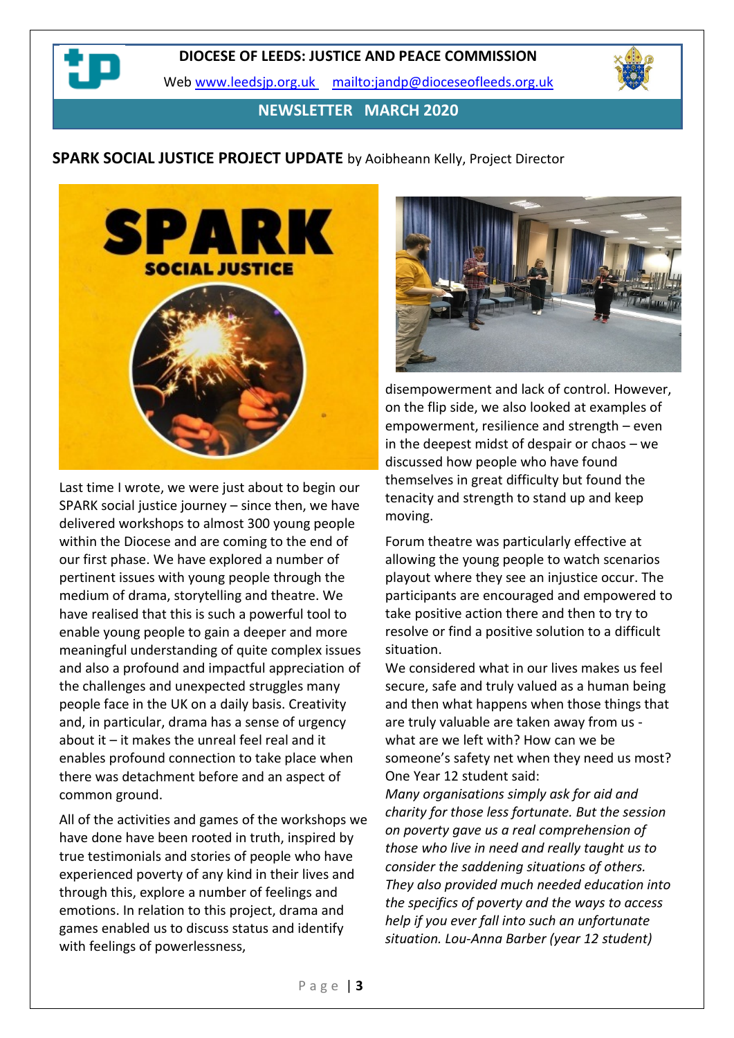**DIOCESE OF LEEDS: JUSTICE AND PEACE COMMISSION**

Web www.leedsjp.org.uk mailto:jandp@dioceseofleeds.org.uk

**NEWSLETTER MARCH 2020**

## SPARK SOCIAL JUSTICE PROJECT UPDATE by Aoibheann Kelly, Project Director

Last time I wrote, we were just about to begin our SPARK social justice journey – since then, we have delivered workshops to almost 300 young people within the Diocese and are coming to the end of our first phase. We have explored a number of pertinent issues with young people through the medium of drama, storytelling and theatre. We have realised that this is such a powerful tool to enable young people to gain a deeper and more meaningful understanding of quite complex issues and also a profound and impactful appreciation of the challenges and unexpected struggles many people face in the UK on a daily basis. Creativity and, in particular, drama has a sense of urgency about it – it makes the unreal feel real and it enables profound connection to take place when there was detachment before and an aspect of common ground.

All of the activities and games of the workshops we have done have been rooted in truth, inspired by true testimonials and stories of people who have experienced poverty of any kind in their lives and through this, explore a number of feelings and emotions. In relation to this project, drama and games enabled us to discuss status and identify with feelings of powerlessness, disempowerment and lack of control. However, on the flip side, we also looked at examples of empowerment, resilience and strength – even in the deepest midst of despair or chaos – we discussed how people who have found themselves in great difficulty but found the tenacity and strength to stand up and keep moving.

Forum theatre was particularly effective at allowing the young people to watch scenarios playout where they see an injustice occur. The participants are encouraged and empowered to take positive action there and then to try to resolve or find a positive solution to a difficult situation.

We considered what in our lives makes us feel secure, safe and truly valued as a human being and then what happens when those things that are truly valuable are taken away from us - what are we left with? How can we be someone's safety net when they need us most? One Year 12 student said:

*Many organisations simply ask for aid and charity for those less fortunate. But the session on poverty gave us a real comprehension of those who live in need and really taught us to consider the saddening situations of others. They also provided much needed education into the specifics of poverty and the ways to access help if you ever fall into such an unfortunate situation. Lou-Anna Barber (year 12 student)*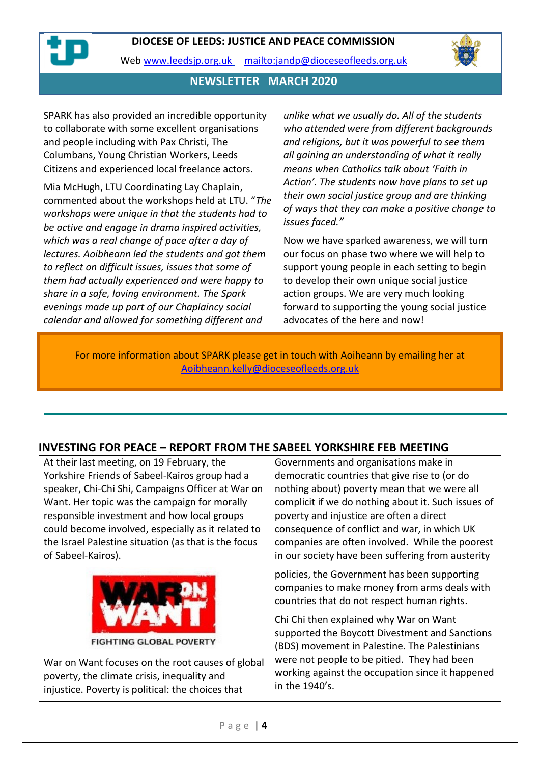SPARK has also provided an incredible opportunity to collaborate with some excellent organisations and people including with Pax Christi, The Columbans, Young Christian Workers, Leeds Citizens and experienced local freelance actors.

Mia McHugh, LTU Coordinating Lay Chaplain, commented about the workshops held at LTU. "*The workshops were unique in that the students had to be active and engage in drama inspired activities, which was a real change of pace after a day of lectures. Aoibheann led the students and got them to reflect on difficult issues, issues that some of them had actually experienced and were happy to share in a safe, loving environment. The Spark evenings made up part of our Chaplaincy social calendar and allowed for something different and unlike what we usually do. All of the students who attended were from different backgrounds and religions, but it was powerful to see them all gaining an understanding of what it really means when Catholics talk about 'Faith in Action'. The students now have plans to set up their own social justice group and are thinking of ways that they can make a positive change to issues faced.*"

Now we have sparked awareness, we will turn our focus on phase two where we will help to support young people in each setting to begin to develop their own unique social justice action groups. We are very much looking forward to supporting the young social justice advocates of the here and now!

For more information about SPARK please get in touch with Aoiheann by emailing her at Aoibheann.kelly@dioceseofleeds.org.uk

## INVESTING FOR PEACE – REPORT FROM THE SABEEL YORKSHIRE FEB MEETING

At their last meeting, on 19 February, the Yorkshire Friends of Sabeel-Kairos group had a speaker, Chi-Chi Shi, Campaigns Officer at War on Want. Her topic was the campaign for morally responsible investment and how local groups could become involved, especially as it related to the Israel Palestine situation (as that is the focus of Sabeel-Kairos).

WAR ON WANT
FIGHTING GLOBAL POVERTY

War on Want focuses on the root causes of global poverty, the climate crisis, inequality and injustice. Poverty is political: the choices that Governments and organisations make in democratic countries that give rise to (or do nothing about) poverty mean that we were all complicit if we do nothing about it. Such issues of poverty and injustice are often a direct consequence of conflict and war, in which UK companies are often involved. While the poorest in our society have been suffering from austerity policies, the Government has been supporting companies to make money from arms deals with countries that do not respect human rights.

Chi Chi then explained why War on Want supported the Boycott Divestment and Sanctions (BDS) movement in Palestine. The Palestinians were not people to be pitied. They had been working against the occupation since it happened in the 1940's.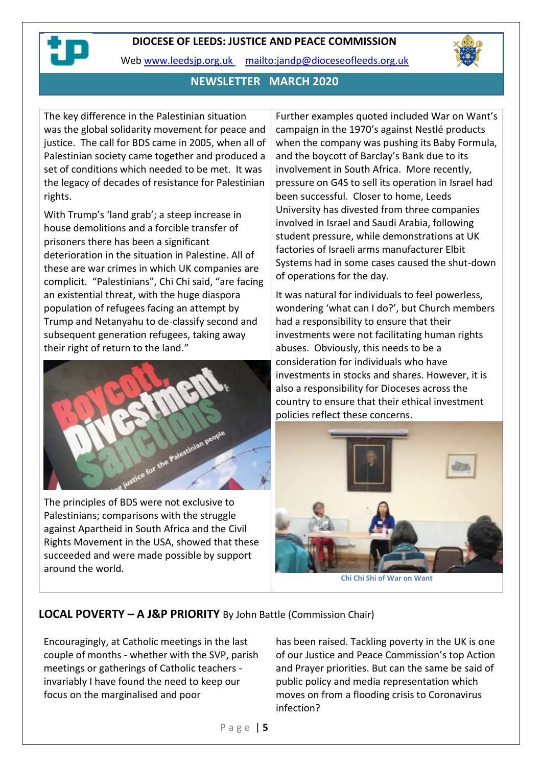The key difference in the Palestinian situation was the global solidarity movement for peace and justice. The call for BDS came in 2005, when all of Palestinian society came together and produced a set of conditions which needed to be met. It was the legacy of decades of resistance for Palestinian rights.

With Trump's 'land grab'; a steep increase in house demolitions and a forcible transfer of prisoners there has been a significant deterioration in the situation in Palestine. All of these are war crimes in which UK companies are complicit. "Palestinians", Chi Chi said, "are facing an existential threat, with the huge diaspora population of refugees facing an attempt by Trump and Netanyahu to de-classify second and subsequent generation refugees, taking away their right of return to the land."

The principles of BDS were not exclusive to Palestinians; comparisons with the struggle against Apartheid in South Africa and the Civil Rights Movement in the USA, showed that these succeeded and were made possible by support around the world.

Further examples quoted included War on Want's campaign in the 1970's against Nestlé products when the company was pushing its Baby Formula, and the boycott of Barclay's Bank due to its involvement in South Africa. More recently, pressure on G4S to sell its operation in Israel had been successful. Closer to home, Leeds University has divested from three companies involved in Israel and Saudi Arabia, following student pressure, while demonstrations at UK factories of Israeli arms manufacturer Elbit Systems had in some cases caused the shut-down of operations for the day.

It was natural for individuals to feel powerless, wondering 'what can I do?', but Church members had a responsibility to ensure that their investments were not facilitating human rights abuses. Obviously, this needs to be a consideration for individuals who have investments in stocks and shares. However, it is also a responsibility for Dioceses across the country to ensure that their ethical investment policies reflect these concerns.

Chi Chi Shi of War on Want

## LOCAL POVERTY – A J&P PRIORITY By John Battle (Commission Chair)

Encouragingly, at Catholic meetings in the last couple of months - whether with the SVP, parish meetings or gatherings of Catholic teachers - invariably I have found the need to keep our focus on the marginalised and poor has been raised. Tackling poverty in the UK is one of our Justice and Peace Commission's top Action and Prayer priorities. But can the same be said of public policy and media representation which moves on from a flooding crisis to Coronavirus infection?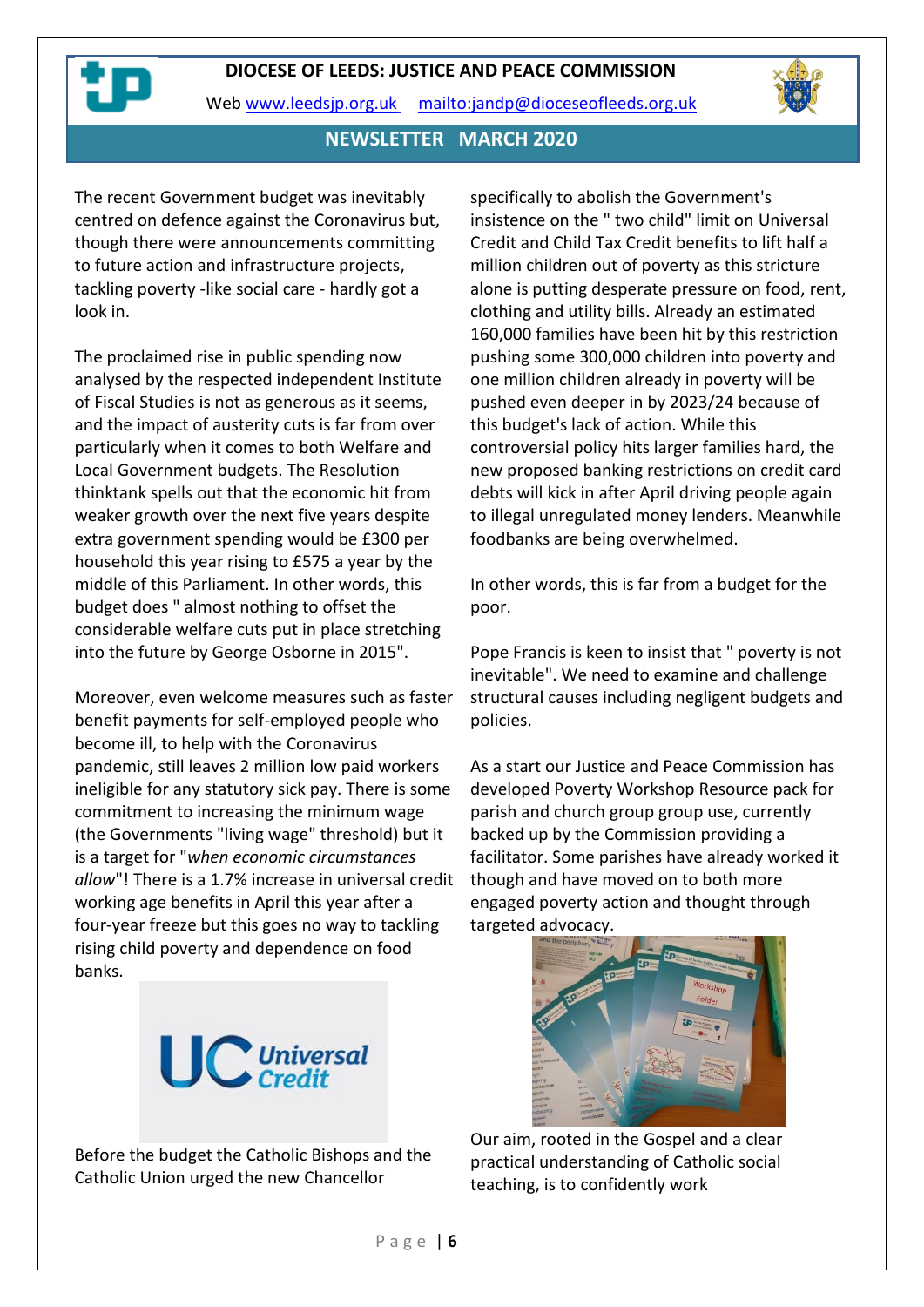# DIOCESE OF LEEDS: JUSTICE AND PEACE COMMISSION

Web www.leedsjp.org.uk   mailto:jandp@dioceseofleeds.org.uk

## NEWSLETTER MARCH 2020

The recent Government budget was inevitably centred on defence against the Coronavirus but, though there were announcements committing to future action and infrastructure projects, tackling poverty -like social care - hardly got a look in.

The proclaimed rise in public spending now analysed by the respected independent Institute of Fiscal Studies is not as generous as it seems, and the impact of austerity cuts is far from over particularly when it comes to both Welfare and Local Government budgets. The Resolution thinktank spells out that the economic hit from weaker growth over the next five years despite extra government spending would be £300 per household this year rising to £575 a year by the middle of this Parliament. In other words, this budget does " almost nothing to offset the considerable welfare cuts put in place stretching into the future by George Osborne in 2015".

Moreover, even welcome measures such as faster benefit payments for self-employed people who become ill, to help with the Coronavirus pandemic, still leaves 2 million low paid workers ineligible for any statutory sick pay. There is some commitment to increasing the minimum wage (the Governments "living wage" threshold) but it is a target for "*when economic circumstances allow*"! There is a 1.7% increase in universal credit working age benefits in April this year after a four-year freeze but this goes no way to tackling rising child poverty and dependence on food banks.

Before the budget the Catholic Bishops and the Catholic Union urged the new Chancellor specifically to abolish the Government's insistence on the " two child" limit on Universal Credit and Child Tax Credit benefits to lift half a million children out of poverty as this stricture alone is putting desperate pressure on food, rent, clothing and utility bills. Already an estimated 160,000 families have been hit by this restriction pushing some 300,000 children into poverty and one million children already in poverty will be pushed even deeper in by 2023/24 because of this budget's lack of action. While this controversial policy hits larger families hard, the new proposed banking restrictions on credit card debts will kick in after April driving people again to illegal unregulated money lenders. Meanwhile foodbanks are being overwhelmed.

In other words, this is far from a budget for the poor.

Pope Francis is keen to insist that " poverty is not inevitable". We need to examine and challenge structural causes including negligent budgets and policies.

As a start our Justice and Peace Commission has developed Poverty Workshop Resource pack for parish and church group group use, currently backed up by the Commission providing a facilitator. Some parishes have already worked it though and have moved on to both more engaged poverty action and thought through targeted advocacy.

Our aim, rooted in the Gospel and a clear practical understanding of Catholic social teaching, is to confidently work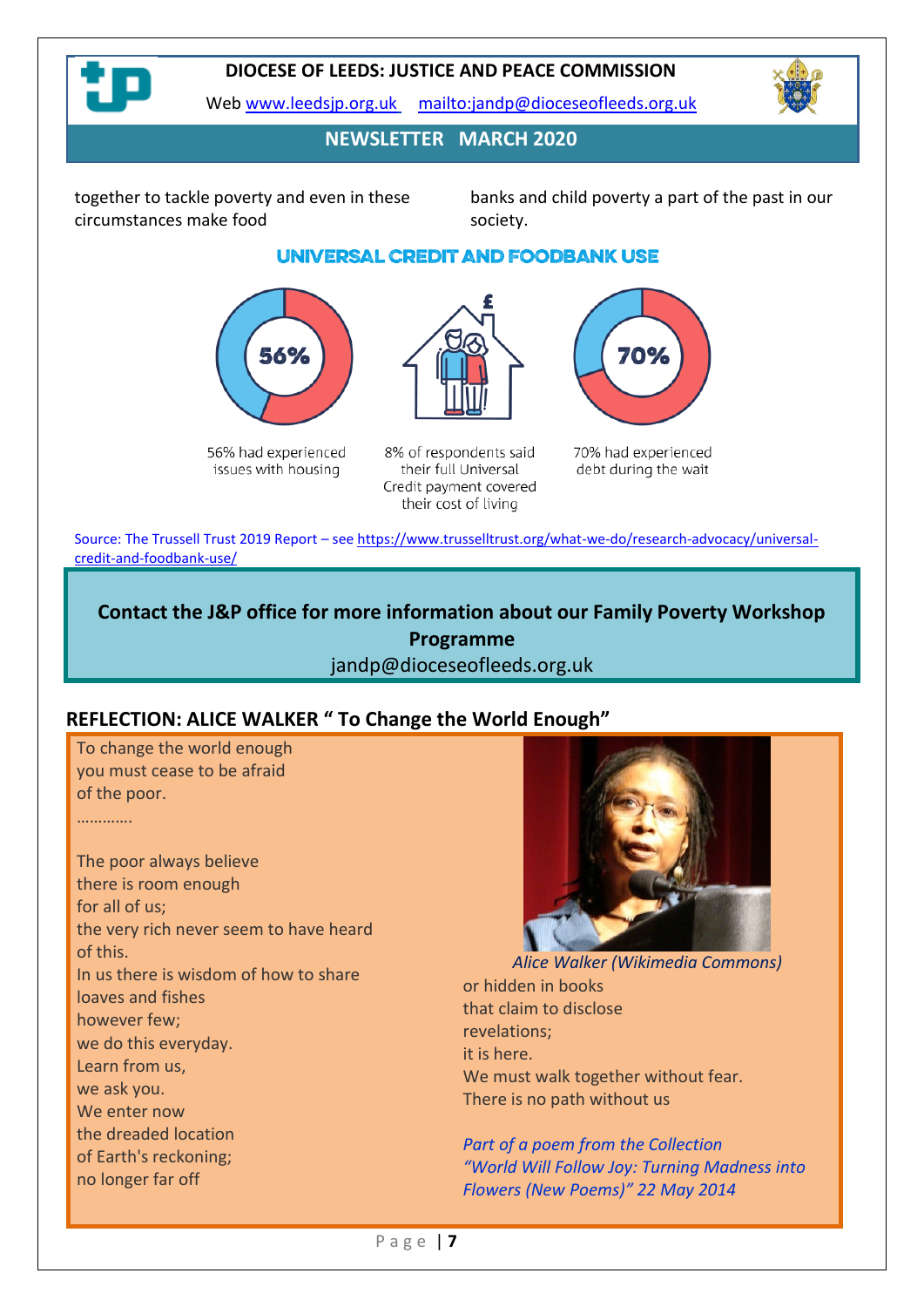together to tackle poverty and even in these circumstances make food banks and child poverty a part of the past in our society.

## UNIVERSAL CREDIT AND FOODBANK USE

56%

56% had experienced issues with housing

8% of respondents said their full Universal Credit payment covered their cost of living

70%

70% had experienced debt during the wait

Source: The Trussell Trust 2019 Report – see https://www.trusselltrust.org/what-we-do/research-advocacy/universal-credit-and-foodbank-use/

**Contact the J&P office for more information about our Family Poverty Workshop Programme**

jandp@dioceseofleeds.org.uk

## REFLECTION: ALICE WALKER " To Change the World Enough"

To change the world enough
you must cease to be afraid
of the poor.
………….

The poor always believe
there is room enough
for all of us;
the very rich never seem to have heard
of this.
In us there is wisdom of how to share
loaves and fishes
however few;
we do this everyday.
Learn from us,
we ask you.
We enter now
the dreaded location
of Earth's reckoning;
no longer far off
or hidden in books
that claim to disclose
revelations;
it is here.
We must walk together without fear.
There is no path without us

*Alice Walker (Wikimedia Commons)*

*Part of a poem from the Collection "World Will Follow Joy: Turning Madness into Flowers (New Poems)" 22 May 2014*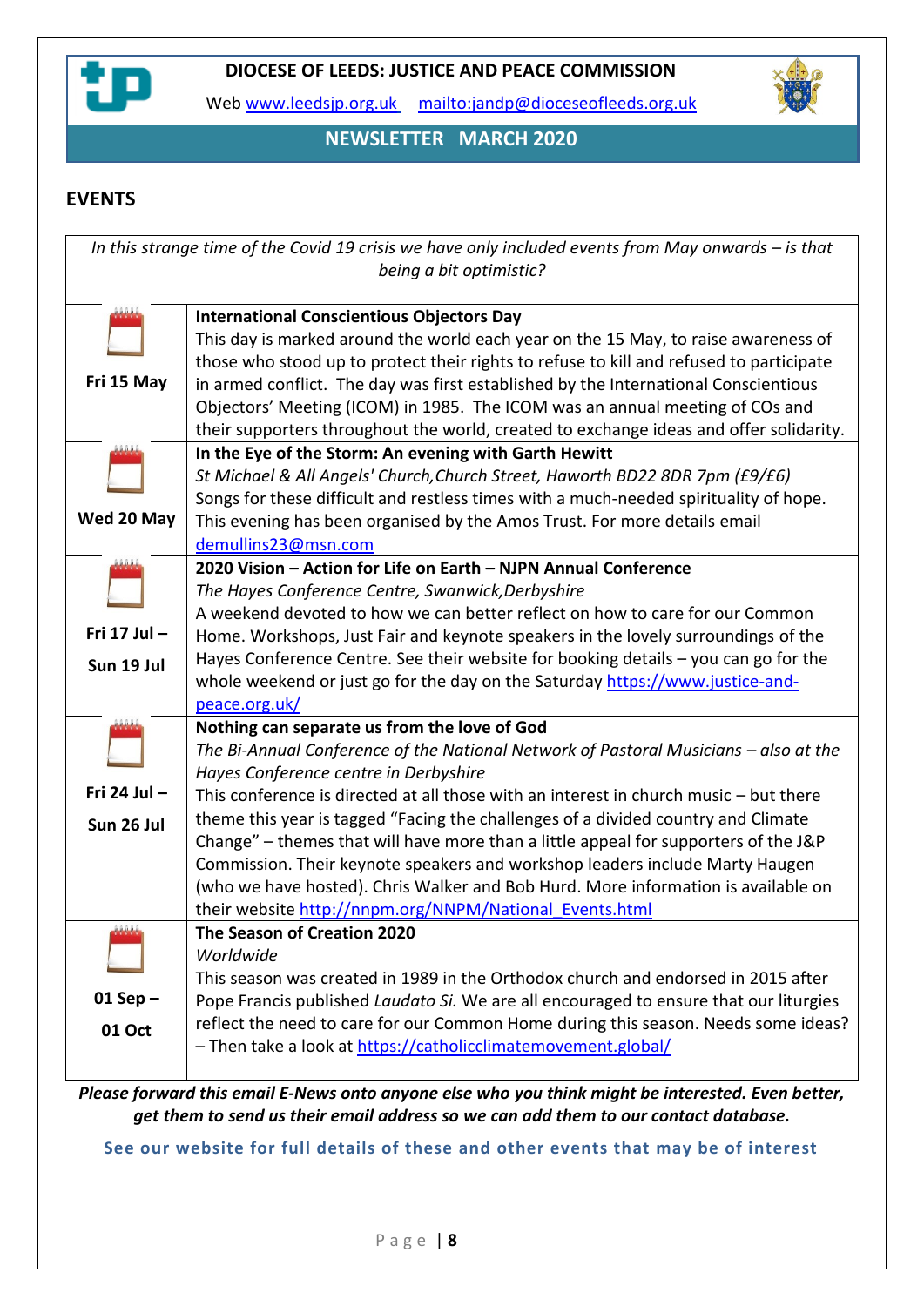**DIOCESE OF LEEDS: JUSTICE AND PEACE COMMISSION**

Web www.leedsjp.org.uk mailto:jandp@dioceseofleeds.org.uk

**NEWSLETTER MARCH 2020**

## EVENTS

*In this strange time of the Covid 19 crisis we have only included events from May onwards – is that being a bit optimistic?*

| | |
|---|---|
| **Fri 15 May** | **International Conscientious Objectors Day**<br>This day is marked around the world each year on the 15 May, to raise awareness of those who stood up to protect their rights to refuse to kill and refused to participate in armed conflict. The day was first established by the International Conscientious Objectors' Meeting (ICOM) in 1985. The ICOM was an annual meeting of COs and their supporters throughout the world, created to exchange ideas and offer solidarity. |
| **Wed 20 May** | **In the Eye of the Storm: An evening with Garth Hewitt**<br>*St Michael & All Angels' Church,Church Street, Haworth BD22 8DR 7pm (£9/£6)*<br>Songs for these difficult and restless times with a much-needed spirituality of hope. This evening has been organised by the Amos Trust. For more details email demullins23@msn.com |
| **Fri 17 Jul – Sun 19 Jul** | **2020 Vision – Action for Life on Earth – NJPN Annual Conference**<br>*The Hayes Conference Centre, Swanwick,Derbyshire*<br>A weekend devoted to how we can better reflect on how to care for our Common Home. Workshops, Just Fair and keynote speakers in the lovely surroundings of the Hayes Conference Centre. See their website for booking details – you can go for the whole weekend or just go for the day on the Saturday https://www.justice-and-peace.org.uk/ |
| **Fri 24 Jul – Sun 26 Jul** | **Nothing can separate us from the love of God**<br>*The Bi-Annual Conference of the National Network of Pastoral Musicians – also at the Hayes Conference centre in Derbyshire*<br>This conference is directed at all those with an interest in church music – but there theme this year is tagged "Facing the challenges of a divided country and Climate Change" – themes that will have more than a little appeal for supporters of the J&P Commission. Their keynote speakers and workshop leaders include Marty Haugen (who we have hosted). Chris Walker and Bob Hurd. More information is available on their website http://nnpm.org/NNPM/National_Events.html |
| **01 Sep – 01 Oct** | **The Season of Creation 2020**<br>*Worldwide*<br>This season was created in 1989 in the Orthodox church and endorsed in 2015 after Pope Francis published *Laudato Si.* We are all encouraged to ensure that our liturgies reflect the need to care for our Common Home during this season. Needs some ideas? – Then take a look at https://catholicclimatemovement.global/ |

***Please forward this email E-News onto anyone else who you think might be interested. Even better, get them to send us their email address so we can add them to our contact database.***

**See our website for full details of these and other events that may be of interest**